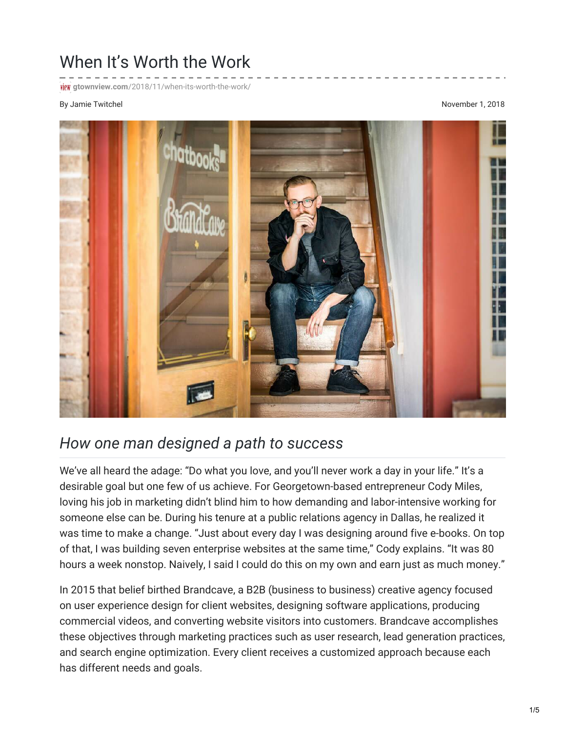# When It's Worth the Work

gtownview.com/2018/11/when-its-worth-the-work/

By Jamie Twitchel

November 1, 2018

## *How one man designed a path to success*

We've all heard the adage: "Do what you love, and you'll never work a day in your life." It's a desirable goal but one few of us achieve. For Georgetown-based entrepreneur Cody Miles, loving his job in marketing didn't blind him to how demanding and labor-intensive working for someone else can be. During his tenure at a public relations agency in Dallas, he realized it was time to make a change. "Just about every day I was designing around five e-books. On top of that, I was building seven enterprise websites at the same time," Cody explains. "It was 80 hours a week nonstop. Naively, I said I could do this on my own and earn just as much money."

In 2015 that belief birthed Brandcave, a B2B (business to business) creative agency focused on user experience design for client websites, designing software applications, producing commercial videos, and converting website visitors into customers. Brandcave accomplishes these objectives through marketing practices such as user research, lead generation practices, and search engine optimization. Every client receives a customized approach because each has different needs and goals.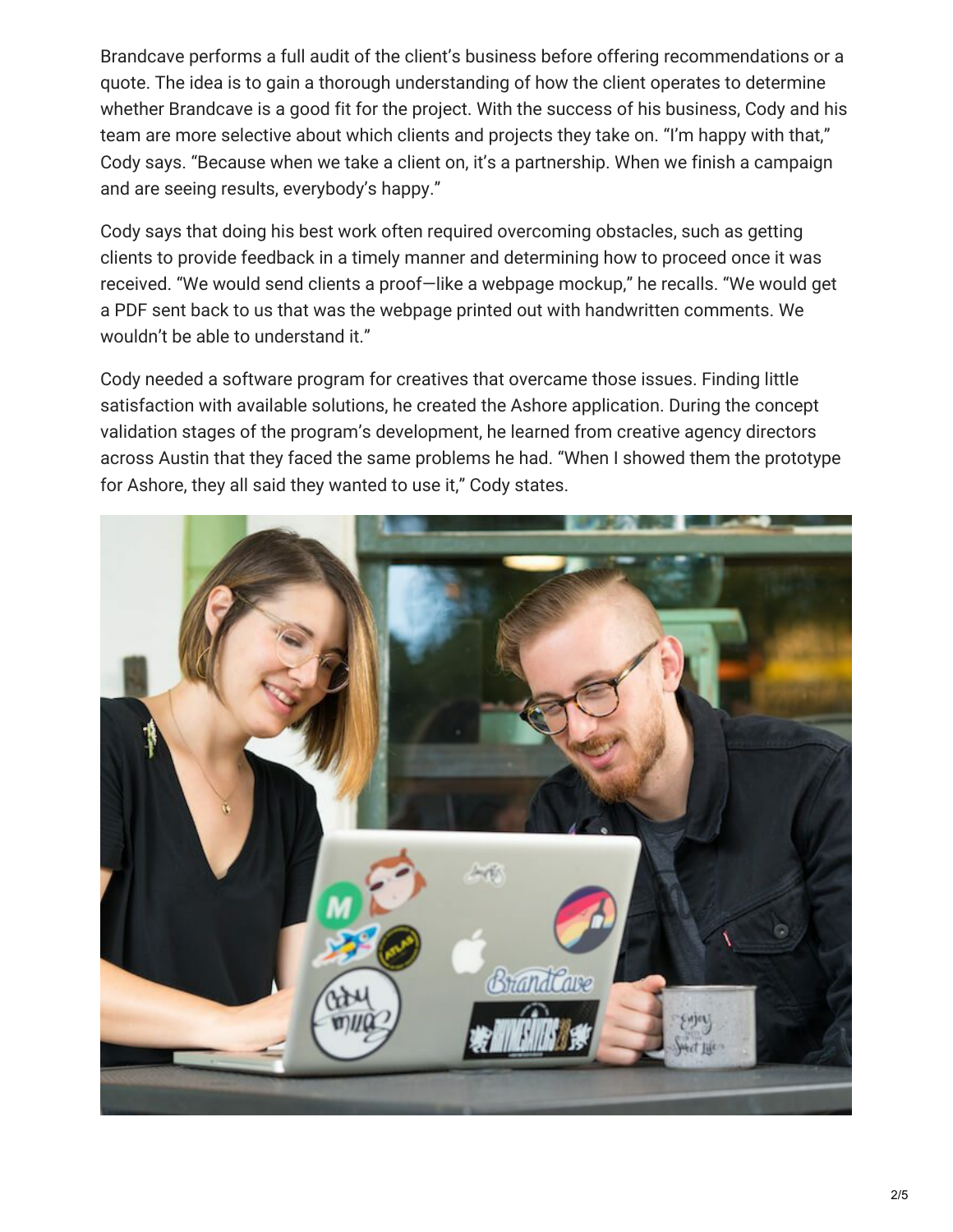Brandcave performs a full audit of the client's business before offering recommendations or a quote. The idea is to gain a thorough understanding of how the client operates to determine whether Brandcave is a good fit for the project. With the success of his business, Cody and his team are more selective about which clients and projects they take on. "I'm happy with that," Cody says. "Because when we take a client on, it's a partnership. When we finish a campaign and are seeing results, everybody's happy."

Cody says that doing his best work often required overcoming obstacles, such as getting clients to provide feedback in a timely manner and determining how to proceed once it was received. "We would send clients a proof—like a webpage mockup," he recalls. "We would get a PDF sent back to us that was the webpage printed out with handwritten comments. We wouldn't be able to understand it."

Cody needed a software program for creatives that overcame those issues. Finding little satisfaction with available solutions, he created the Ashore application. During the concept validation stages of the program's development, he learned from creative agency directors across Austin that they faced the same problems he had. "When I showed them the prototype for Ashore, they all said they wanted to use it," Cody states.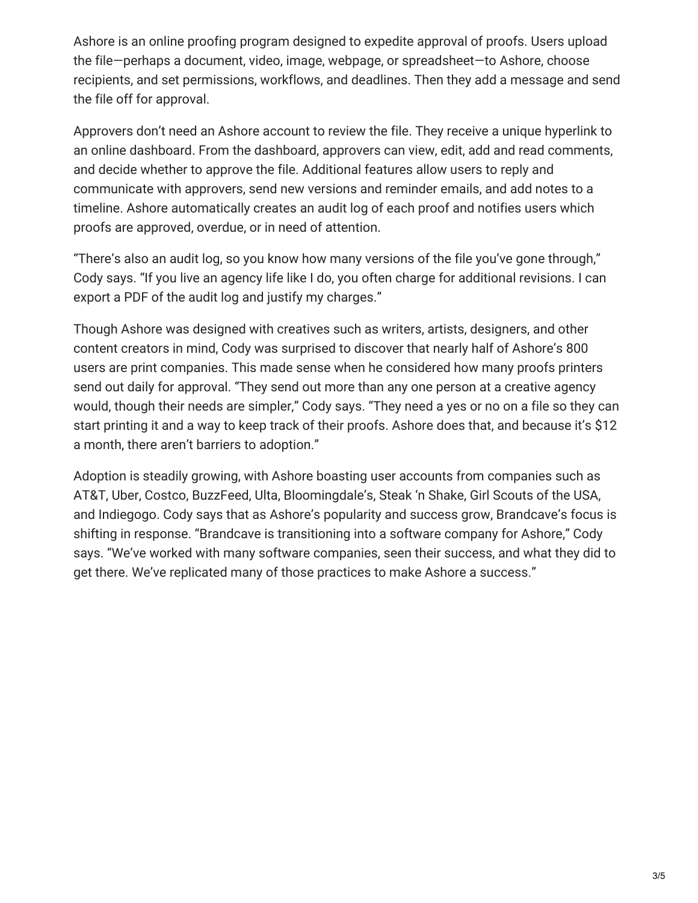Ashore is an online proofing program designed to expedite approval of proofs. Users upload the file—perhaps a document, video, image, webpage, or spreadsheet—to Ashore, choose recipients, and set permissions, workflows, and deadlines. Then they add a message and send the file off for approval.

Approvers don't need an Ashore account to review the file. They receive a unique hyperlink to an online dashboard. From the dashboard, approvers can view, edit, add and read comments, and decide whether to approve the file. Additional features allow users to reply and communicate with approvers, send new versions and reminder emails, and add notes to a timeline. Ashore automatically creates an audit log of each proof and notifies users which proofs are approved, overdue, or in need of attention.

"There's also an audit log, so you know how many versions of the file you've gone through," Cody says. "If you live an agency life like I do, you often charge for additional revisions. I can export a PDF of the audit log and justify my charges."

Though Ashore was designed with creatives such as writers, artists, designers, and other content creators in mind, Cody was surprised to discover that nearly half of Ashore's 800 users are print companies. This made sense when he considered how many proofs printers send out daily for approval. "They send out more than any one person at a creative agency would, though their needs are simpler," Cody says. "They need a yes or no on a file so they can start printing it and a way to keep track of their proofs. Ashore does that, and because it's $12 a month, there aren't barriers to adoption."

Adoption is steadily growing, with Ashore boasting user accounts from companies such as AT&T, Uber, Costco, BuzzFeed, Ulta, Bloomingdale's, Steak 'n Shake, Girl Scouts of the USA, and Indiegogo. Cody says that as Ashore's popularity and success grow, Brandcave's focus is shifting in response. "Brandcave is transitioning into a software company for Ashore," Cody says. "We've worked with many software companies, seen their success, and what they did to get there. We've replicated many of those practices to make Ashore a success."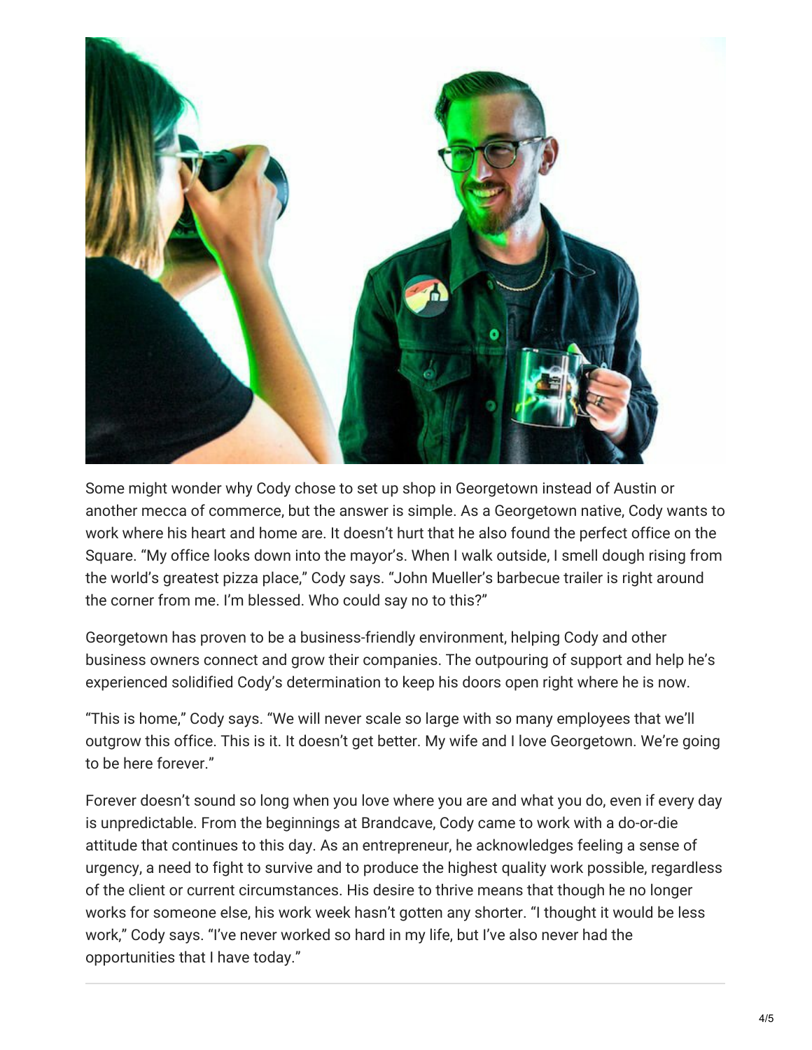Some might wonder why Cody chose to set up shop in Georgetown instead of Austin or another mecca of commerce, but the answer is simple. As a Georgetown native, Cody wants to work where his heart and home are. It doesn't hurt that he also found the perfect office on the Square. "My office looks down into the mayor's. When I walk outside, I smell dough rising from the world's greatest pizza place," Cody says. "John Mueller's barbecue trailer is right around the corner from me. I'm blessed. Who could say no to this?"

Georgetown has proven to be a business-friendly environment, helping Cody and other business owners connect and grow their companies. The outpouring of support and help he's experienced solidified Cody's determination to keep his doors open right where he is now.

"This is home," Cody says. "We will never scale so large with so many employees that we'll outgrow this office. This is it. It doesn't get better. My wife and I love Georgetown. We're going to be here forever."

Forever doesn't sound so long when you love where you are and what you do, even if every day is unpredictable. From the beginnings at Brandcave, Cody came to work with a do-or-die attitude that continues to this day. As an entrepreneur, he acknowledges feeling a sense of urgency, a need to fight to survive and to produce the highest quality work possible, regardless of the client or current circumstances. His desire to thrive means that though he no longer works for someone else, his work week hasn't gotten any shorter. "I thought it would be less work," Cody says. "I've never worked so hard in my life, but I've also never had the opportunities that I have today."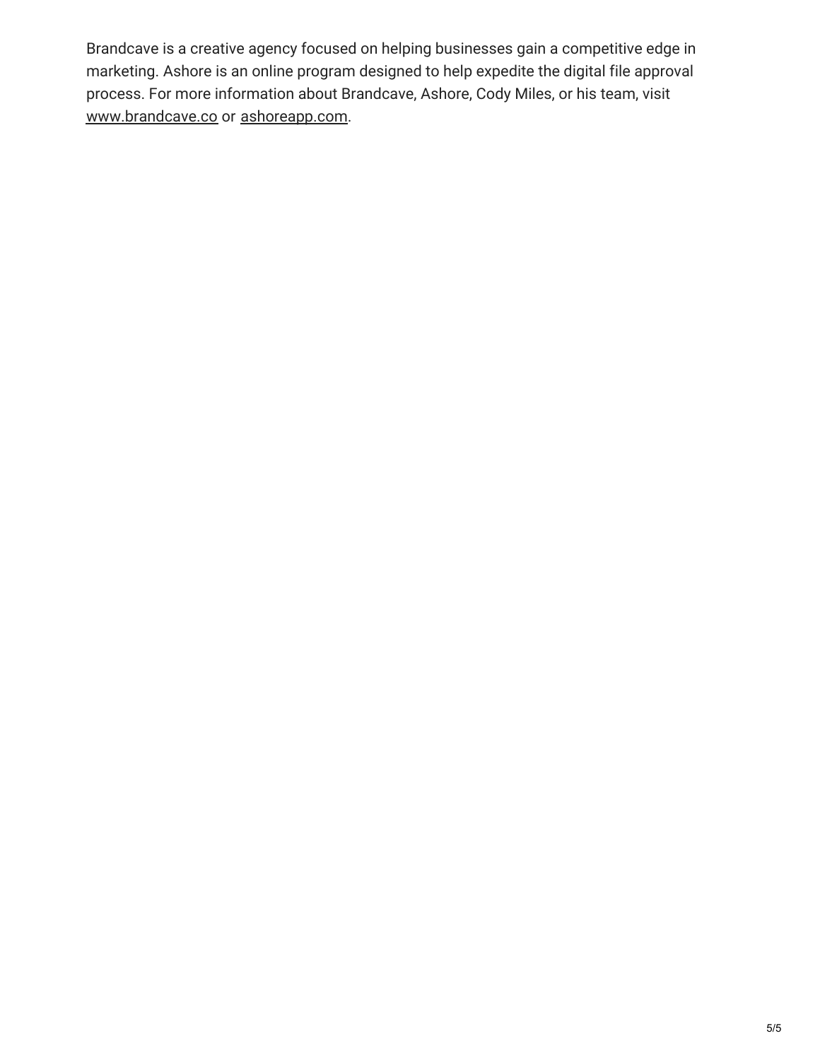Brandcave is a creative agency focused on helping businesses gain a competitive edge in marketing. Ashore is an online program designed to help expedite the digital file approval process. For more information about Brandcave, Ashore, Cody Miles, or his team, visit www.brandcave.co or ashoreapp.com.